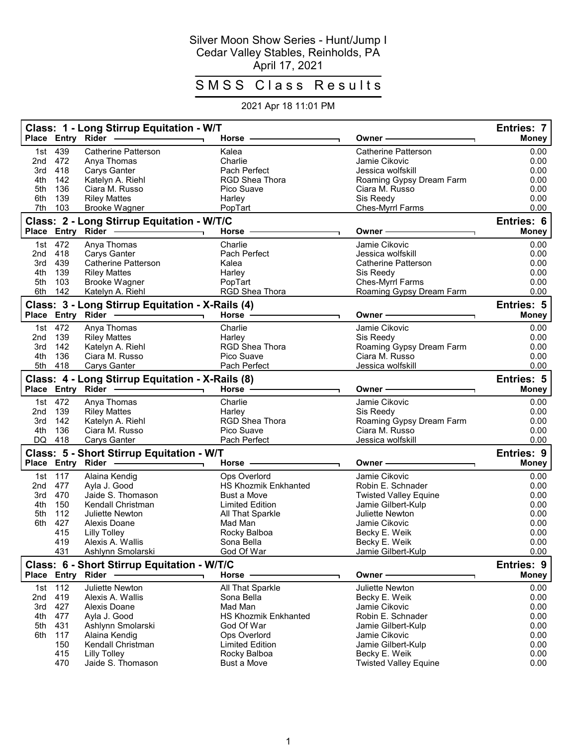# Silver Moon Show Series - Hunt/Jump I

Cedar Valley Stables, Reinholds, PA

April 17, 2021

## SMSS Class Results

2021 Apr 18 11:01 PM

### Class: 1 - Long Stirrup Equitation - W/T — Entries: 7

| Place | Entry | Rider | Horse | Owner | Money |
|---|---|---|---|---|---|
| 1st | 439 | Catherine Patterson | Kalea | Catherine Patterson | 0.00 |
| 2nd | 472 | Anya Thomas | Charlie | Jamie Cikovic | 0.00 |
| 3rd | 418 | Carys Ganter | Pach Perfect | Jessica wolfskill | 0.00 |
| 4th | 142 | Katelyn A. Riehl | RGD Shea Thora | Roaming Gypsy Dream Farm | 0.00 |
| 5th | 136 | Ciara M. Russo | Pico Suave | Ciara M. Russo | 0.00 |
| 6th | 139 | Riley Mattes | Harley | Sis Reedy | 0.00 |
| 7th | 103 | Brooke Wagner | PopTart | Ches-Myrrl Farms | 0.00 |

### Class: 2 - Long Stirrup Equitation - W/T/C — Entries: 6

| Place | Entry | Rider | Horse | Owner | Money |
|---|---|---|---|---|---|
| 1st | 472 | Anya Thomas | Charlie | Jamie Cikovic | 0.00 |
| 2nd | 418 | Carys Ganter | Pach Perfect | Jessica wolfskill | 0.00 |
| 3rd | 439 | Catherine Patterson | Kalea | Catherine Patterson | 0.00 |
| 4th | 139 | Riley Mattes | Harley | Sis Reedy | 0.00 |
| 5th | 103 | Brooke Wagner | PopTart | Ches-Myrrl Farms | 0.00 |
| 6th | 142 | Katelyn A. Riehl | RGD Shea Thora | Roaming Gypsy Dream Farm | 0.00 |

### Class: 3 - Long Stirrup Equitation - X-Rails (4) — Entries: 5

| Place | Entry | Rider | Horse | Owner | Money |
|---|---|---|---|---|---|
| 1st | 472 | Anya Thomas | Charlie | Jamie Cikovic | 0.00 |
| 2nd | 139 | Riley Mattes | Harley | Sis Reedy | 0.00 |
| 3rd | 142 | Katelyn A. Riehl | RGD Shea Thora | Roaming Gypsy Dream Farm | 0.00 |
| 4th | 136 | Ciara M. Russo | Pico Suave | Ciara M. Russo | 0.00 |
| 5th | 418 | Carys Ganter | Pach Perfect | Jessica wolfskill | 0.00 |

### Class: 4 - Long Stirrup Equitation - X-Rails (8) — Entries: 5

| Place | Entry | Rider | Horse | Owner | Money |
|---|---|---|---|---|---|
| 1st | 472 | Anya Thomas | Charlie | Jamie Cikovic | 0.00 |
| 2nd | 139 | Riley Mattes | Harley | Sis Reedy | 0.00 |
| 3rd | 142 | Katelyn A. Riehl | RGD Shea Thora | Roaming Gypsy Dream Farm | 0.00 |
| 4th | 136 | Ciara M. Russo | Pico Suave | Ciara M. Russo | 0.00 |
| DQ | 418 | Carys Ganter | Pach Perfect | Jessica wolfskill | 0.00 |

### Class: 5 - Short Stirrup Equitation - W/T — Entries: 9

| Place | Entry | Rider | Horse | Owner | Money |
|---|---|---|---|---|---|
| 1st | 117 | Alaina Kendig | Ops Overlord | Jamie Cikovic | 0.00 |
| 2nd | 477 | Ayla J. Good | HS Khozmik Enkhanted | Robin E. Schnader | 0.00 |
| 3rd | 470 | Jaide S. Thomason | Bust a Move | Twisted Valley Equine | 0.00 |
| 4th | 150 | Kendall Christman | Limited Edition | Jamie Gilbert-Kulp | 0.00 |
| 5th | 112 | Juliette Newton | All That Sparkle | Juliette Newton | 0.00 |
| 6th | 427 | Alexis Doane | Mad Man | Jamie Cikovic | 0.00 |
| | 415 | Lilly Tolley | Rocky Balboa | Becky E. Weik | 0.00 |
| | 419 | Alexis A. Wallis | Sona Bella | Becky E. Weik | 0.00 |
| | 431 | Ashlynn Smolarski | God Of War | Jamie Gilbert-Kulp | 0.00 |

### Class: 6 - Short Stirrup Equitation - W/T/C — Entries: 9

| Place | Entry | Rider | Horse | Owner | Money |
|---|---|---|---|---|---|
| 1st | 112 | Juliette Newton | All That Sparkle | Juliette Newton | 0.00 |
| 2nd | 419 | Alexis A. Wallis | Sona Bella | Becky E. Weik | 0.00 |
| 3rd | 427 | Alexis Doane | Mad Man | Jamie Cikovic | 0.00 |
| 4th | 477 | Ayla J. Good | HS Khozmik Enkhanted | Robin E. Schnader | 0.00 |
| 5th | 431 | Ashlynn Smolarski | God Of War | Jamie Gilbert-Kulp | 0.00 |
| 6th | 117 | Alaina Kendig | Ops Overlord | Jamie Cikovic | 0.00 |
| | 150 | Kendall Christman | Limited Edition | Jamie Gilbert-Kulp | 0.00 |
| | 415 | Lilly Tolley | Rocky Balboa | Becky E. Weik | 0.00 |
| | 470 | Jaide S. Thomason | Bust a Move | Twisted Valley Equine | 0.00 |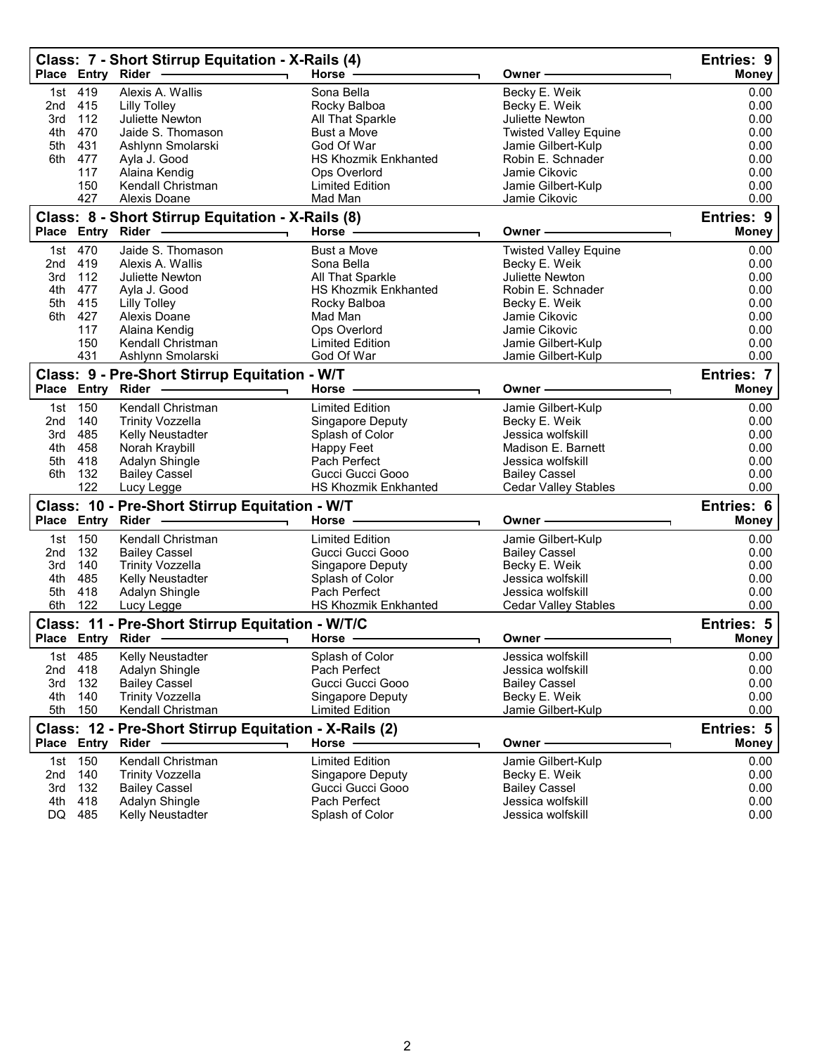## Class: 7 - Short Stirrup Equitation - X-Rails (4)

Entries: 9

| Place | Entry | Rider | Horse | Owner | Money |
|---|---|---|---|---|---|
| 1st | 419 | Alexis A. Wallis | Sona Bella | Becky E. Weik | 0.00 |
| 2nd | 415 | Lilly Tolley | Rocky Balboa | Becky E. Weik | 0.00 |
| 3rd | 112 | Juliette Newton | All That Sparkle | Juliette Newton | 0.00 |
| 4th | 470 | Jaide S. Thomason | Bust a Move | Twisted Valley Equine | 0.00 |
| 5th | 431 | Ashlynn Smolarski | God Of War | Jamie Gilbert-Kulp | 0.00 |
| 6th | 477 | Ayla J. Good | HS Khozmik Enkhanted | Robin E. Schnader | 0.00 |
| | 117 | Alaina Kendig | Ops Overlord | Jamie Cikovic | 0.00 |
| | 150 | Kendall Christman | Limited Edition | Jamie Gilbert-Kulp | 0.00 |
| | 427 | Alexis Doane | Mad Man | Jamie Cikovic | 0.00 |

## Class: 8 - Short Stirrup Equitation - X-Rails (8)

Entries: 9

| Place | Entry | Rider | Horse | Owner | Money |
|---|---|---|---|---|---|
| 1st | 470 | Jaide S. Thomason | Bust a Move | Twisted Valley Equine | 0.00 |
| 2nd | 419 | Alexis A. Wallis | Sona Bella | Becky E. Weik | 0.00 |
| 3rd | 112 | Juliette Newton | All That Sparkle | Juliette Newton | 0.00 |
| 4th | 477 | Ayla J. Good | HS Khozmik Enkhanted | Robin E. Schnader | 0.00 |
| 5th | 415 | Lilly Tolley | Rocky Balboa | Becky E. Weik | 0.00 |
| 6th | 427 | Alexis Doane | Mad Man | Jamie Cikovic | 0.00 |
| | 117 | Alaina Kendig | Ops Overlord | Jamie Cikovic | 0.00 |
| | 150 | Kendall Christman | Limited Edition | Jamie Gilbert-Kulp | 0.00 |
| | 431 | Ashlynn Smolarski | God Of War | Jamie Gilbert-Kulp | 0.00 |

## Class: 9 - Pre-Short Stirrup Equitation - W/T

Entries: 7

| Place | Entry | Rider | Horse | Owner | Money |
|---|---|---|---|---|---|
| 1st | 150 | Kendall Christman | Limited Edition | Jamie Gilbert-Kulp | 0.00 |
| 2nd | 140 | Trinity Vozzella | Singapore Deputy | Becky E. Weik | 0.00 |
| 3rd | 485 | Kelly Neustadter | Splash of Color | Jessica wolfskill | 0.00 |
| 4th | 458 | Norah Kraybill | Happy Feet | Madison E. Barnett | 0.00 |
| 5th | 418 | Adalyn Shingle | Pach Perfect | Jessica wolfskill | 0.00 |
| 6th | 132 | Bailey Cassel | Gucci Gucci Gooo | Bailey Cassel | 0.00 |
| | 122 | Lucy Legge | HS Khozmik Enkhanted | Cedar Valley Stables | 0.00 |

## Class: 10 - Pre-Short Stirrup Equitation - W/T

Entries: 6

| Place | Entry | Rider | Horse | Owner | Money |
|---|---|---|---|---|---|
| 1st | 150 | Kendall Christman | Limited Edition | Jamie Gilbert-Kulp | 0.00 |
| 2nd | 132 | Bailey Cassel | Gucci Gucci Gooo | Bailey Cassel | 0.00 |
| 3rd | 140 | Trinity Vozzella | Singapore Deputy | Becky E. Weik | 0.00 |
| 4th | 485 | Kelly Neustadter | Splash of Color | Jessica wolfskill | 0.00 |
| 5th | 418 | Adalyn Shingle | Pach Perfect | Jessica wolfskill | 0.00 |
| 6th | 122 | Lucy Legge | HS Khozmik Enkhanted | Cedar Valley Stables | 0.00 |

## Class: 11 - Pre-Short Stirrup Equitation - W/T/C

Entries: 5

| Place | Entry | Rider | Horse | Owner | Money |
|---|---|---|---|---|---|
| 1st | 485 | Kelly Neustadter | Splash of Color | Jessica wolfskill | 0.00 |
| 2nd | 418 | Adalyn Shingle | Pach Perfect | Jessica wolfskill | 0.00 |
| 3rd | 132 | Bailey Cassel | Gucci Gucci Gooo | Bailey Cassel | 0.00 |
| 4th | 140 | Trinity Vozzella | Singapore Deputy | Becky E. Weik | 0.00 |
| 5th | 150 | Kendall Christman | Limited Edition | Jamie Gilbert-Kulp | 0.00 |

## Class: 12 - Pre-Short Stirrup Equitation - X-Rails (2)

Entries: 5

| Place | Entry | Rider | Horse | Owner | Money |
|---|---|---|---|---|---|
| 1st | 150 | Kendall Christman | Limited Edition | Jamie Gilbert-Kulp | 0.00 |
| 2nd | 140 | Trinity Vozzella | Singapore Deputy | Becky E. Weik | 0.00 |
| 3rd | 132 | Bailey Cassel | Gucci Gucci Gooo | Bailey Cassel | 0.00 |
| 4th | 418 | Adalyn Shingle | Pach Perfect | Jessica wolfskill | 0.00 |
| DQ | 485 | Kelly Neustadter | Splash of Color | Jessica wolfskill | 0.00 |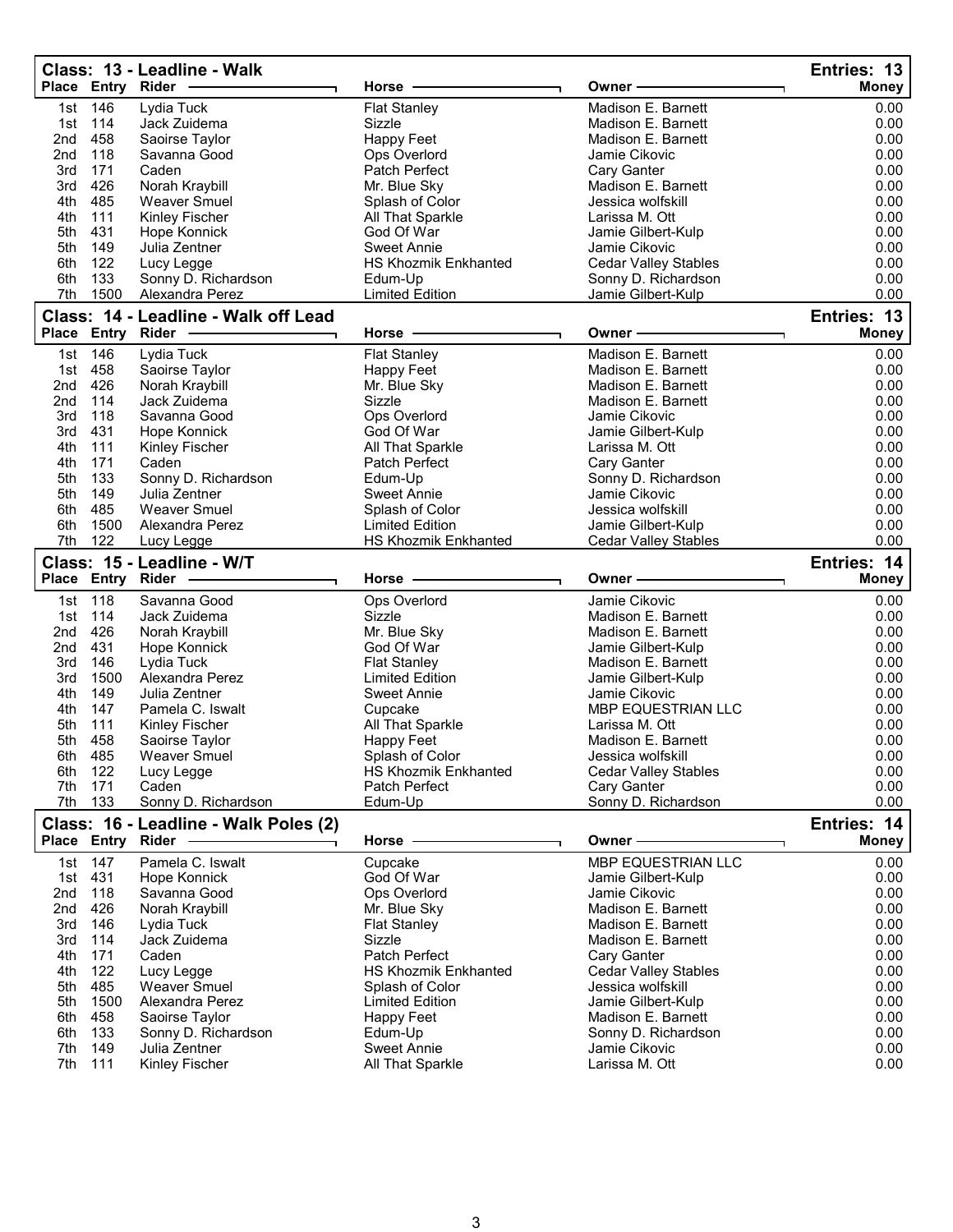## Class: 13 - Leadline - Walk

Entries: 13

| Place | Entry | Rider | Horse | Owner | Money |
|---|---|---|---|---|---|
| 1st | 146 | Lydia Tuck | Flat Stanley | Madison E. Barnett | 0.00 |
| 1st | 114 | Jack Zuidema | Sizzle | Madison E. Barnett | 0.00 |
| 2nd | 458 | Saoirse Taylor | Happy Feet | Madison E. Barnett | 0.00 |
| 2nd | 118 | Savanna Good | Ops Overlord | Jamie Cikovic | 0.00 |
| 3rd | 171 | Caden | Patch Perfect | Cary Ganter | 0.00 |
| 3rd | 426 | Norah Kraybill | Mr. Blue Sky | Madison E. Barnett | 0.00 |
| 4th | 485 | Weaver Smuel | Splash of Color | Jessica wolfskill | 0.00 |
| 4th | 111 | Kinley Fischer | All That Sparkle | Larissa M. Ott | 0.00 |
| 5th | 431 | Hope Konnick | God Of War | Jamie Gilbert-Kulp | 0.00 |
| 5th | 149 | Julia Zentner | Sweet Annie | Jamie Cikovic | 0.00 |
| 6th | 122 | Lucy Legge | HS Khozmik Enkhanted | Cedar Valley Stables | 0.00 |
| 6th | 133 | Sonny D. Richardson | Edum-Up | Sonny D. Richardson | 0.00 |
| 7th | 1500 | Alexandra Perez | Limited Edition | Jamie Gilbert-Kulp | 0.00 |

## Class: 14 - Leadline - Walk off Lead

Entries: 13

| Place | Entry | Rider | Horse | Owner | Money |
|---|---|---|---|---|---|
| 1st | 146 | Lydia Tuck | Flat Stanley | Madison E. Barnett | 0.00 |
| 1st | 458 | Saoirse Taylor | Happy Feet | Madison E. Barnett | 0.00 |
| 2nd | 426 | Norah Kraybill | Mr. Blue Sky | Madison E. Barnett | 0.00 |
| 2nd | 114 | Jack Zuidema | Sizzle | Madison E. Barnett | 0.00 |
| 3rd | 118 | Savanna Good | Ops Overlord | Jamie Cikovic | 0.00 |
| 3rd | 431 | Hope Konnick | God Of War | Jamie Gilbert-Kulp | 0.00 |
| 4th | 111 | Kinley Fischer | All That Sparkle | Larissa M. Ott | 0.00 |
| 4th | 171 | Caden | Patch Perfect | Cary Ganter | 0.00 |
| 5th | 133 | Sonny D. Richardson | Edum-Up | Sonny D. Richardson | 0.00 |
| 5th | 149 | Julia Zentner | Sweet Annie | Jamie Cikovic | 0.00 |
| 6th | 485 | Weaver Smuel | Splash of Color | Jessica wolfskill | 0.00 |
| 6th | 1500 | Alexandra Perez | Limited Edition | Jamie Gilbert-Kulp | 0.00 |
| 7th | 122 | Lucy Legge | HS Khozmik Enkhanted | Cedar Valley Stables | 0.00 |

## Class: 15 - Leadline - W/T

Entries: 14

| Place | Entry | Rider | Horse | Owner | Money |
|---|---|---|---|---|---|
| 1st | 118 | Savanna Good | Ops Overlord | Jamie Cikovic | 0.00 |
| 1st | 114 | Jack Zuidema | Sizzle | Madison E. Barnett | 0.00 |
| 2nd | 426 | Norah Kraybill | Mr. Blue Sky | Madison E. Barnett | 0.00 |
| 2nd | 431 | Hope Konnick | God Of War | Jamie Gilbert-Kulp | 0.00 |
| 3rd | 146 | Lydia Tuck | Flat Stanley | Madison E. Barnett | 0.00 |
| 3rd | 1500 | Alexandra Perez | Limited Edition | Jamie Gilbert-Kulp | 0.00 |
| 4th | 149 | Julia Zentner | Sweet Annie | Jamie Cikovic | 0.00 |
| 4th | 147 | Pamela C. Iswalt | Cupcake | MBP EQUESTRIAN LLC | 0.00 |
| 5th | 111 | Kinley Fischer | All That Sparkle | Larissa M. Ott | 0.00 |
| 5th | 458 | Saoirse Taylor | Happy Feet | Madison E. Barnett | 0.00 |
| 6th | 485 | Weaver Smuel | Splash of Color | Jessica wolfskill | 0.00 |
| 6th | 122 | Lucy Legge | HS Khozmik Enkhanted | Cedar Valley Stables | 0.00 |
| 7th | 171 | Caden | Patch Perfect | Cary Ganter | 0.00 |
| 7th | 133 | Sonny D. Richardson | Edum-Up | Sonny D. Richardson | 0.00 |

## Class: 16 - Leadline - Walk Poles (2)

Entries: 14

| Place | Entry | Rider | Horse | Owner | Money |
|---|---|---|---|---|---|
| 1st | 147 | Pamela C. Iswalt | Cupcake | MBP EQUESTRIAN LLC | 0.00 |
| 1st | 431 | Hope Konnick | God Of War | Jamie Gilbert-Kulp | 0.00 |
| 2nd | 118 | Savanna Good | Ops Overlord | Jamie Cikovic | 0.00 |
| 2nd | 426 | Norah Kraybill | Mr. Blue Sky | Madison E. Barnett | 0.00 |
| 3rd | 146 | Lydia Tuck | Flat Stanley | Madison E. Barnett | 0.00 |
| 3rd | 114 | Jack Zuidema | Sizzle | Madison E. Barnett | 0.00 |
| 4th | 171 | Caden | Patch Perfect | Cary Ganter | 0.00 |
| 4th | 122 | Lucy Legge | HS Khozmik Enkhanted | Cedar Valley Stables | 0.00 |
| 5th | 485 | Weaver Smuel | Splash of Color | Jessica wolfskill | 0.00 |
| 5th | 1500 | Alexandra Perez | Limited Edition | Jamie Gilbert-Kulp | 0.00 |
| 6th | 458 | Saoirse Taylor | Happy Feet | Madison E. Barnett | 0.00 |
| 6th | 133 | Sonny D. Richardson | Edum-Up | Sonny D. Richardson | 0.00 |
| 7th | 149 | Julia Zentner | Sweet Annie | Jamie Cikovic | 0.00 |
| 7th | 111 | Kinley Fischer | All That Sparkle | Larissa M. Ott | 0.00 |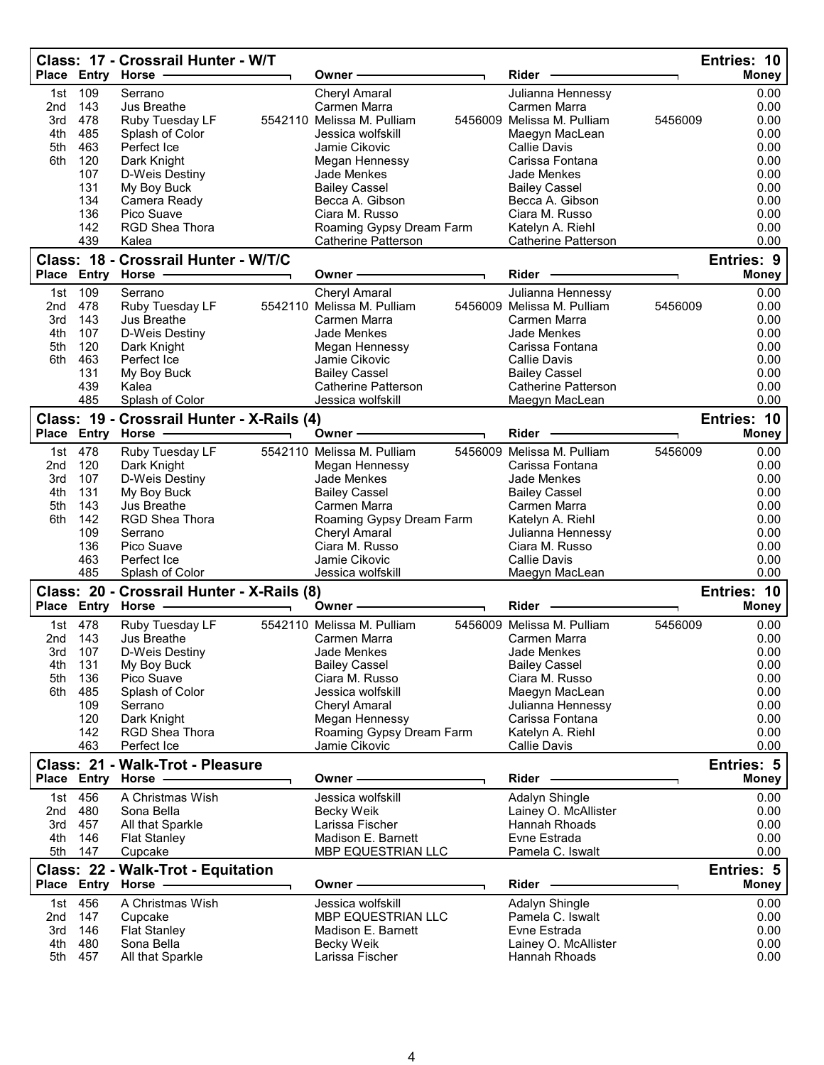## Class: 17 - Crossrail Hunter - W/T

Entries: 10

| Place | Entry | Horse | | Owner | | Rider | | Money |
|---|---|---|---|---|---|---|---|---|
| 1st | 109 | Serrano | | Cheryl Amaral | | Julianna Hennessy | | 0.00 |
| 2nd | 143 | Jus Breathe | | Carmen Marra | | Carmen Marra | | 0.00 |
| 3rd | 478 | Ruby Tuesday LF | 5542110 | Melissa M. Pulliam | 5456009 | Melissa M. Pulliam | 5456009 | 0.00 |
| 4th | 485 | Splash of Color | | Jessica wolfskill | | Maegyn MacLean | | 0.00 |
| 5th | 463 | Perfect Ice | | Jamie Cikovic | | Callie Davis | | 0.00 |
| 6th | 120 | Dark Knight | | Megan Hennessy | | Carissa Fontana | | 0.00 |
| | 107 | D-Weis Destiny | | Jade Menkes | | Jade Menkes | | 0.00 |
| | 131 | My Boy Buck | | Bailey Cassel | | Bailey Cassel | | 0.00 |
| | 134 | Camera Ready | | Becca A. Gibson | | Becca A. Gibson | | 0.00 |
| | 136 | Pico Suave | | Ciara M. Russo | | Ciara M. Russo | | 0.00 |
| | 142 | RGD Shea Thora | | Roaming Gypsy Dream Farm | | Katelyn A. Riehl | | 0.00 |
| | 439 | Kalea | | Catherine Patterson | | Catherine Patterson | | 0.00 |

## Class: 18 - Crossrail Hunter - W/T/C

Entries: 9

| Place | Entry | Horse | | Owner | | Rider | | Money |
|---|---|---|---|---|---|---|---|---|
| 1st | 109 | Serrano | | Cheryl Amaral | | Julianna Hennessy | | 0.00 |
| 2nd | 478 | Ruby Tuesday LF | 5542110 | Melissa M. Pulliam | 5456009 | Melissa M. Pulliam | 5456009 | 0.00 |
| 3rd | 143 | Jus Breathe | | Carmen Marra | | Carmen Marra | | 0.00 |
| 4th | 107 | D-Weis Destiny | | Jade Menkes | | Jade Menkes | | 0.00 |
| 5th | 120 | Dark Knight | | Megan Hennessy | | Carissa Fontana | | 0.00 |
| 6th | 463 | Perfect Ice | | Jamie Cikovic | | Callie Davis | | 0.00 |
| | 131 | My Boy Buck | | Bailey Cassel | | Bailey Cassel | | 0.00 |
| | 439 | Kalea | | Catherine Patterson | | Catherine Patterson | | 0.00 |
| | 485 | Splash of Color | | Jessica wolfskill | | Maegyn MacLean | | 0.00 |

## Class: 19 - Crossrail Hunter - X-Rails (4)

Entries: 10

| Place | Entry | Horse | | Owner | | Rider | | Money |
|---|---|---|---|---|---|---|---|---|
| 1st | 478 | Ruby Tuesday LF | 5542110 | Melissa M. Pulliam | 5456009 | Melissa M. Pulliam | 5456009 | 0.00 |
| 2nd | 120 | Dark Knight | | Megan Hennessy | | Carissa Fontana | | 0.00 |
| 3rd | 107 | D-Weis Destiny | | Jade Menkes | | Jade Menkes | | 0.00 |
| 4th | 131 | My Boy Buck | | Bailey Cassel | | Bailey Cassel | | 0.00 |
| 5th | 143 | Jus Breathe | | Carmen Marra | | Carmen Marra | | 0.00 |
| 6th | 142 | RGD Shea Thora | | Roaming Gypsy Dream Farm | | Katelyn A. Riehl | | 0.00 |
| | 109 | Serrano | | Cheryl Amaral | | Julianna Hennessy | | 0.00 |
| | 136 | Pico Suave | | Ciara M. Russo | | Ciara M. Russo | | 0.00 |
| | 463 | Perfect Ice | | Jamie Cikovic | | Callie Davis | | 0.00 |
| | 485 | Splash of Color | | Jessica wolfskill | | Maegyn MacLean | | 0.00 |

## Class: 20 - Crossrail Hunter - X-Rails (8)

Entries: 10

| Place | Entry | Horse | | Owner | | Rider | | Money |
|---|---|---|---|---|---|---|---|---|
| 1st | 478 | Ruby Tuesday LF | 5542110 | Melissa M. Pulliam | 5456009 | Melissa M. Pulliam | 5456009 | 0.00 |
| 2nd | 143 | Jus Breathe | | Carmen Marra | | Carmen Marra | | 0.00 |
| 3rd | 107 | D-Weis Destiny | | Jade Menkes | | Jade Menkes | | 0.00 |
| 4th | 131 | My Boy Buck | | Bailey Cassel | | Bailey Cassel | | 0.00 |
| 5th | 136 | Pico Suave | | Ciara M. Russo | | Ciara M. Russo | | 0.00 |
| 6th | 485 | Splash of Color | | Jessica wolfskill | | Maegyn MacLean | | 0.00 |
| | 109 | Serrano | | Cheryl Amaral | | Julianna Hennessy | | 0.00 |
| | 120 | Dark Knight | | Megan Hennessy | | Carissa Fontana | | 0.00 |
| | 142 | RGD Shea Thora | | Roaming Gypsy Dream Farm | | Katelyn A. Riehl | | 0.00 |
| | 463 | Perfect Ice | | Jamie Cikovic | | Callie Davis | | 0.00 |

## Class: 21 - Walk-Trot - Pleasure

Entries: 5

| Place | Entry | Horse | Owner | Rider | Money |
|---|---|---|---|---|---|
| 1st | 456 | A Christmas Wish | Jessica wolfskill | Adalyn Shingle | 0.00 |
| 2nd | 480 | Sona Bella | Becky Weik | Lainey O. McAllister | 0.00 |
| 3rd | 457 | All that Sparkle | Larissa Fischer | Hannah Rhoads | 0.00 |
| 4th | 146 | Flat Stanley | Madison E. Barnett | Evne Estrada | 0.00 |
| 5th | 147 | Cupcake | MBP EQUESTRIAN LLC | Pamela C. Iswalt | 0.00 |

## Class: 22 - Walk-Trot - Equitation

Entries: 5

| Place | Entry | Horse | Owner | Rider | Money |
|---|---|---|---|---|---|
| 1st | 456 | A Christmas Wish | Jessica wolfskill | Adalyn Shingle | 0.00 |
| 2nd | 147 | Cupcake | MBP EQUESTRIAN LLC | Pamela C. Iswalt | 0.00 |
| 3rd | 146 | Flat Stanley | Madison E. Barnett | Evne Estrada | 0.00 |
| 4th | 480 | Sona Bella | Becky Weik | Lainey O. McAllister | 0.00 |
| 5th | 457 | All that Sparkle | Larissa Fischer | Hannah Rhoads | 0.00 |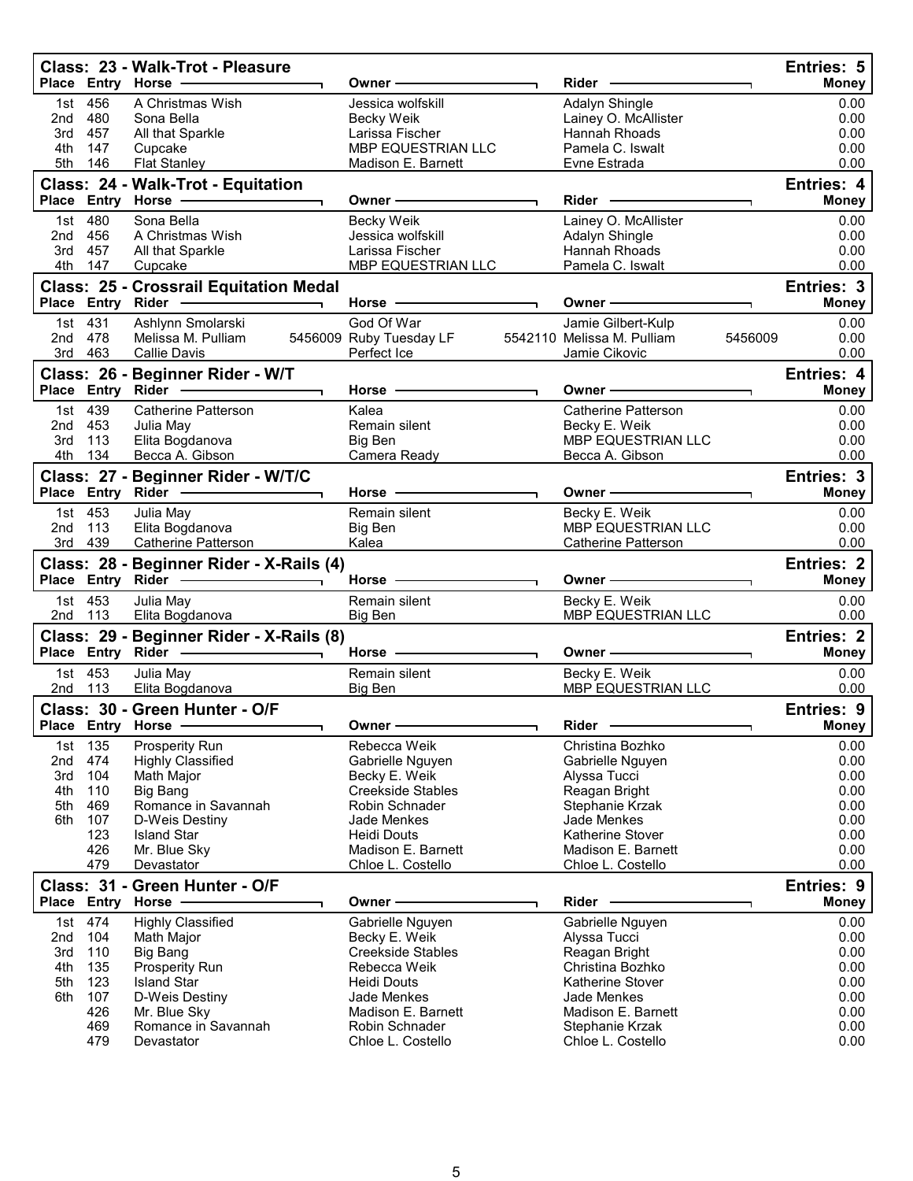## Class: 23 - Walk-Trot - Pleasure

Entries: 5

| Place | Entry | Horse | Owner | Rider | Money |
|---|---|---|---|---|---|
| 1st | 456 | A Christmas Wish | Jessica wolfskill | Adalyn Shingle | 0.00 |
| 2nd | 480 | Sona Bella | Becky Weik | Lainey O. McAllister | 0.00 |
| 3rd | 457 | All that Sparkle | Larissa Fischer | Hannah Rhoads | 0.00 |
| 4th | 147 | Cupcake | MBP EQUESTRIAN LLC | Pamela C. Iswalt | 0.00 |
| 5th | 146 | Flat Stanley | Madison E. Barnett | Evne Estrada | 0.00 |

## Class: 24 - Walk-Trot - Equitation

Entries: 4

| Place | Entry | Horse | Owner | Rider | Money |
|---|---|---|---|---|---|
| 1st | 480 | Sona Bella | Becky Weik | Lainey O. McAllister | 0.00 |
| 2nd | 456 | A Christmas Wish | Jessica wolfskill | Adalyn Shingle | 0.00 |
| 3rd | 457 | All that Sparkle | Larissa Fischer | Hannah Rhoads | 0.00 |
| 4th | 147 | Cupcake | MBP EQUESTRIAN LLC | Pamela C. Iswalt | 0.00 |

## Class: 25 - Crossrail Equitation Medal

Entries: 3

| Place | Entry | Rider | Horse | Owner | Money |
|---|---|---|---|---|---|
| 1st | 431 | Ashlynn Smolarski | God Of War | Jamie Gilbert-Kulp | 0.00 |
| 2nd | 478 | Melissa M. Pulliam 5456009 | Ruby Tuesday LF 5542110 | Melissa M. Pulliam 5456009 | 0.00 |
| 3rd | 463 | Callie Davis | Perfect Ice | Jamie Cikovic | 0.00 |

## Class: 26 - Beginner Rider - W/T

Entries: 4

| Place | Entry | Rider | Horse | Owner | Money |
|---|---|---|---|---|---|
| 1st | 439 | Catherine Patterson | Kalea | Catherine Patterson | 0.00 |
| 2nd | 453 | Julia May | Remain silent | Becky E. Weik | 0.00 |
| 3rd | 113 | Elita Bogdanova | Big Ben | MBP EQUESTRIAN LLC | 0.00 |
| 4th | 134 | Becca A. Gibson | Camera Ready | Becca A. Gibson | 0.00 |

## Class: 27 - Beginner Rider - W/T/C

Entries: 3

| Place | Entry | Rider | Horse | Owner | Money |
|---|---|---|---|---|---|
| 1st | 453 | Julia May | Remain silent | Becky E. Weik | 0.00 |
| 2nd | 113 | Elita Bogdanova | Big Ben | MBP EQUESTRIAN LLC | 0.00 |
| 3rd | 439 | Catherine Patterson | Kalea | Catherine Patterson | 0.00 |

## Class: 28 - Beginner Rider - X-Rails (4)

Entries: 2

| Place | Entry | Rider | Horse | Owner | Money |
|---|---|---|---|---|---|
| 1st | 453 | Julia May | Remain silent | Becky E. Weik | 0.00 |
| 2nd | 113 | Elita Bogdanova | Big Ben | MBP EQUESTRIAN LLC | 0.00 |

## Class: 29 - Beginner Rider - X-Rails (8)

Entries: 2

| Place | Entry | Rider | Horse | Owner | Money |
|---|---|---|---|---|---|
| 1st | 453 | Julia May | Remain silent | Becky E. Weik | 0.00 |
| 2nd | 113 | Elita Bogdanova | Big Ben | MBP EQUESTRIAN LLC | 0.00 |

## Class: 30 - Green Hunter - O/F

Entries: 9

| Place | Entry | Horse | Owner | Rider | Money |
|---|---|---|---|---|---|
| 1st | 135 | Prosperity Run | Rebecca Weik | Christina Bozhko | 0.00 |
| 2nd | 474 | Highly Classified | Gabrielle Nguyen | Gabrielle Nguyen | 0.00 |
| 3rd | 104 | Math Major | Becky E. Weik | Alyssa Tucci | 0.00 |
| 4th | 110 | Big Bang | Creekside Stables | Reagan Bright | 0.00 |
| 5th | 469 | Romance in Savannah | Robin Schnader | Stephanie Krzak | 0.00 |
| 6th | 107 | D-Weis Destiny | Jade Menkes | Jade Menkes | 0.00 |
| | 123 | Island Star | Heidi Douts | Katherine Stover | 0.00 |
| | 426 | Mr. Blue Sky | Madison E. Barnett | Madison E. Barnett | 0.00 |
| | 479 | Devastator | Chloe L. Costello | Chloe L. Costello | 0.00 |

## Class: 31 - Green Hunter - O/F

Entries: 9

| Place | Entry | Horse | Owner | Rider | Money |
|---|---|---|---|---|---|
| 1st | 474 | Highly Classified | Gabrielle Nguyen | Gabrielle Nguyen | 0.00 |
| 2nd | 104 | Math Major | Becky E. Weik | Alyssa Tucci | 0.00 |
| 3rd | 110 | Big Bang | Creekside Stables | Reagan Bright | 0.00 |
| 4th | 135 | Prosperity Run | Rebecca Weik | Christina Bozhko | 0.00 |
| 5th | 123 | Island Star | Heidi Douts | Katherine Stover | 0.00 |
| 6th | 107 | D-Weis Destiny | Jade Menkes | Jade Menkes | 0.00 |
| | 426 | Mr. Blue Sky | Madison E. Barnett | Madison E. Barnett | 0.00 |
| | 469 | Romance in Savannah | Robin Schnader | Stephanie Krzak | 0.00 |
| | 479 | Devastator | Chloe L. Costello | Chloe L. Costello | 0.00 |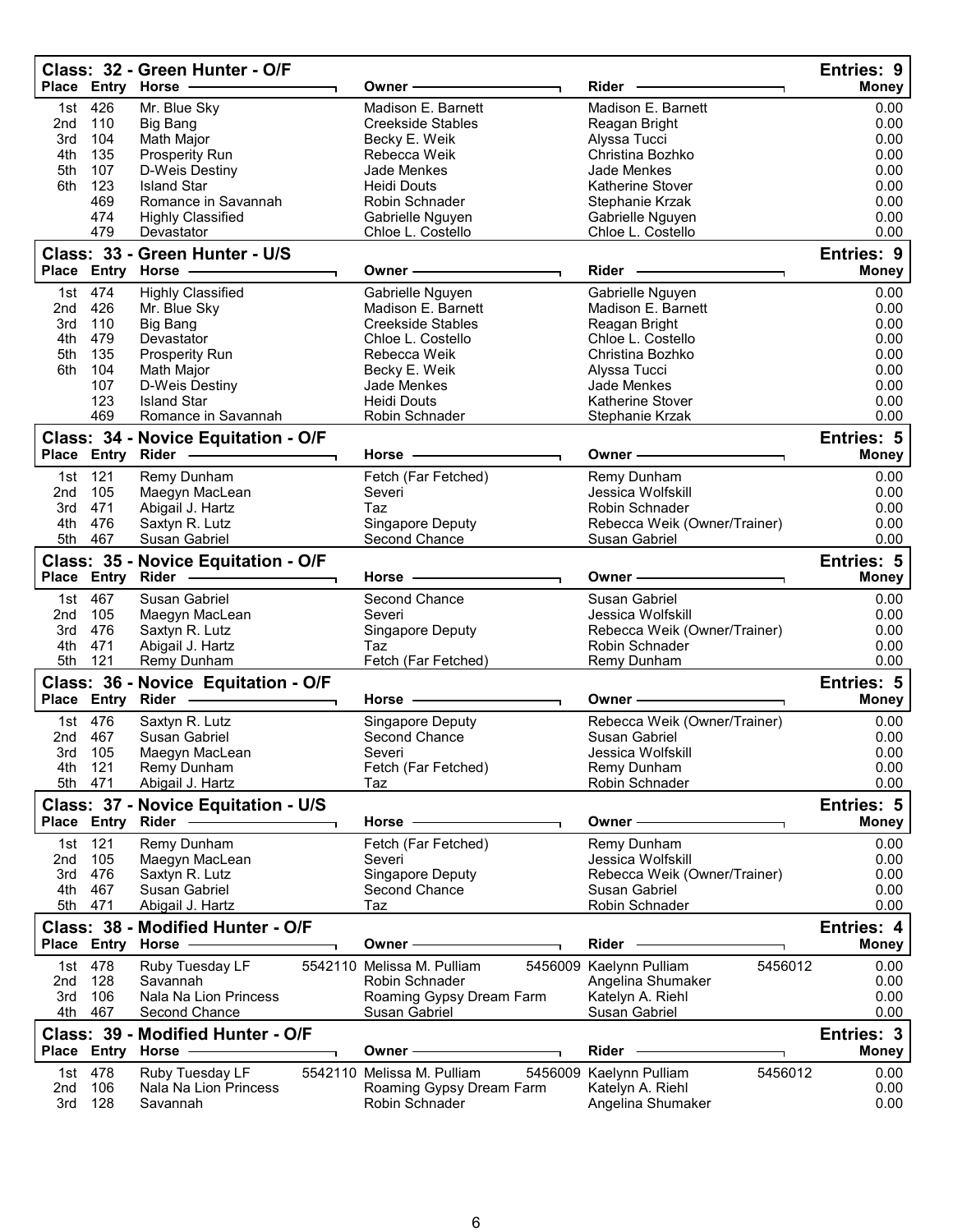## Class: 32 - Green Hunter - O/F

Entries: 9

| Place | Entry | Horse | Owner | Rider | Money |
|---|---|---|---|---|---|
| 1st | 426 | Mr. Blue Sky | Madison E. Barnett | Madison E. Barnett | 0.00 |
| 2nd | 110 | Big Bang | Creekside Stables | Reagan Bright | 0.00 |
| 3rd | 104 | Math Major | Becky E. Weik | Alyssa Tucci | 0.00 |
| 4th | 135 | Prosperity Run | Rebecca Weik | Christina Bozhko | 0.00 |
| 5th | 107 | D-Weis Destiny | Jade Menkes | Jade Menkes | 0.00 |
| 6th | 123 | Island Star | Heidi Douts | Katherine Stover | 0.00 |
| | 469 | Romance in Savannah | Robin Schnader | Stephanie Krzak | 0.00 |
| | 474 | Highly Classified | Gabrielle Nguyen | Gabrielle Nguyen | 0.00 |
| | 479 | Devastator | Chloe L. Costello | Chloe L. Costello | 0.00 |

## Class: 33 - Green Hunter - U/S

Entries: 9

| Place | Entry | Horse | Owner | Rider | Money |
|---|---|---|---|---|---|
| 1st | 474 | Highly Classified | Gabrielle Nguyen | Gabrielle Nguyen | 0.00 |
| 2nd | 426 | Mr. Blue Sky | Madison E. Barnett | Madison E. Barnett | 0.00 |
| 3rd | 110 | Big Bang | Creekside Stables | Reagan Bright | 0.00 |
| 4th | 479 | Devastator | Chloe L. Costello | Chloe L. Costello | 0.00 |
| 5th | 135 | Prosperity Run | Rebecca Weik | Christina Bozhko | 0.00 |
| 6th | 104 | Math Major | Becky E. Weik | Alyssa Tucci | 0.00 |
| | 107 | D-Weis Destiny | Jade Menkes | Jade Menkes | 0.00 |
| | 123 | Island Star | Heidi Douts | Katherine Stover | 0.00 |
| | 469 | Romance in Savannah | Robin Schnader | Stephanie Krzak | 0.00 |

## Class: 34 - Novice Equitation - O/F

Entries: 5

| Place | Entry | Rider | Horse | Owner | Money |
|---|---|---|---|---|---|
| 1st | 121 | Remy Dunham | Fetch (Far Fetched) | Remy Dunham | 0.00 |
| 2nd | 105 | Maegyn MacLean | Severi | Jessica Wolfskill | 0.00 |
| 3rd | 471 | Abigail J. Hartz | Taz | Robin Schnader | 0.00 |
| 4th | 476 | Saxtyn R. Lutz | Singapore Deputy | Rebecca Weik (Owner/Trainer) | 0.00 |
| 5th | 467 | Susan Gabriel | Second Chance | Susan Gabriel | 0.00 |

## Class: 35 - Novice Equitation - O/F

Entries: 5

| Place | Entry | Rider | Horse | Owner | Money |
|---|---|---|---|---|---|
| 1st | 467 | Susan Gabriel | Second Chance | Susan Gabriel | 0.00 |
| 2nd | 105 | Maegyn MacLean | Severi | Jessica Wolfskill | 0.00 |
| 3rd | 476 | Saxtyn R. Lutz | Singapore Deputy | Rebecca Weik (Owner/Trainer) | 0.00 |
| 4th | 471 | Abigail J. Hartz | Taz | Robin Schnader | 0.00 |
| 5th | 121 | Remy Dunham | Fetch (Far Fetched) | Remy Dunham | 0.00 |

## Class: 36 - Novice Equitation - O/F

Entries: 5

| Place | Entry | Rider | Horse | Owner | Money |
|---|---|---|---|---|---|
| 1st | 476 | Saxtyn R. Lutz | Singapore Deputy | Rebecca Weik (Owner/Trainer) | 0.00 |
| 2nd | 467 | Susan Gabriel | Second Chance | Susan Gabriel | 0.00 |
| 3rd | 105 | Maegyn MacLean | Severi | Jessica Wolfskill | 0.00 |
| 4th | 121 | Remy Dunham | Fetch (Far Fetched) | Remy Dunham | 0.00 |
| 5th | 471 | Abigail J. Hartz | Taz | Robin Schnader | 0.00 |

## Class: 37 - Novice Equitation - U/S

Entries: 5

| Place | Entry | Rider | Horse | Owner | Money |
|---|---|---|---|---|---|
| 1st | 121 | Remy Dunham | Fetch (Far Fetched) | Remy Dunham | 0.00 |
| 2nd | 105 | Maegyn MacLean | Severi | Jessica Wolfskill | 0.00 |
| 3rd | 476 | Saxtyn R. Lutz | Singapore Deputy | Rebecca Weik (Owner/Trainer) | 0.00 |
| 4th | 467 | Susan Gabriel | Second Chance | Susan Gabriel | 0.00 |
| 5th | 471 | Abigail J. Hartz | Taz | Robin Schnader | 0.00 |

## Class: 38 - Modified Hunter - O/F

Entries: 4

| Place | Entry | Horse | | Owner | | Rider | | Money |
|---|---|---|---|---|---|---|---|---|
| 1st | 478 | Ruby Tuesday LF | 5542110 | Melissa M. Pulliam | 5456009 | Kaelynn Pulliam | 5456012 | 0.00 |
| 2nd | 128 | Savannah | | Robin Schnader | | Angelina Shumaker | | 0.00 |
| 3rd | 106 | Nala Na Lion Princess | | Roaming Gypsy Dream Farm | | Katelyn A. Riehl | | 0.00 |
| 4th | 467 | Second Chance | | Susan Gabriel | | Susan Gabriel | | 0.00 |

## Class: 39 - Modified Hunter - O/F

Entries: 3

| Place | Entry | Horse | | Owner | | Rider | | Money |
|---|---|---|---|---|---|---|---|---|
| 1st | 478 | Ruby Tuesday LF | 5542110 | Melissa M. Pulliam | 5456009 | Kaelynn Pulliam | 5456012 | 0.00 |
| 2nd | 106 | Nala Na Lion Princess | | Roaming Gypsy Dream Farm | | Katelyn A. Riehl | | 0.00 |
| 3rd | 128 | Savannah | | Robin Schnader | | Angelina Shumaker | | 0.00 |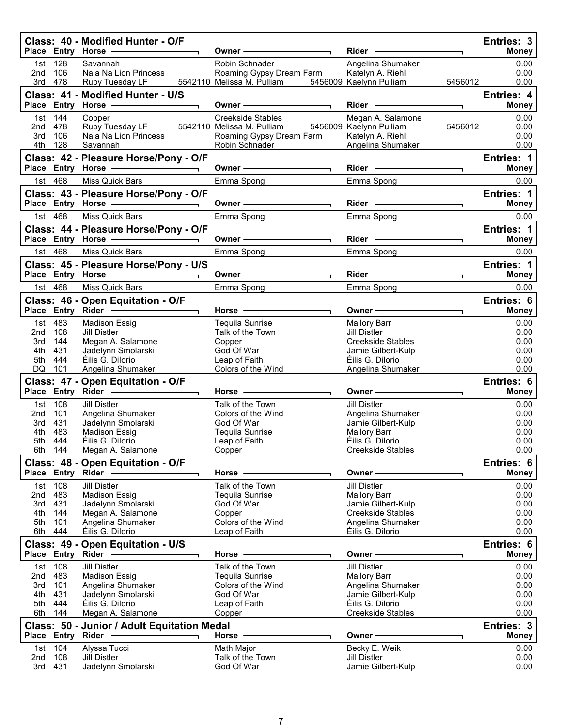## Class: 40 - Modified Hunter - O/F

Entries: 3

| Place | Entry | Horse | | Owner | | Rider | | Money |
|---|---|---|---|---|---|---|---|---|
| 1st | 128 | Savannah | | Robin Schnader | | Angelina Shumaker | | 0.00 |
| 2nd | 106 | Nala Na Lion Princess | | Roaming Gypsy Dream Farm | | Katelyn A. Riehl | | 0.00 |
| 3rd | 478 | Ruby Tuesday LF | 5542110 | Melissa M. Pulliam | 5456009 | Kaelynn Pulliam | 5456012 | 0.00 |

## Class: 41 - Modified Hunter - U/S

Entries: 4

| Place | Entry | Horse | | Owner | | Rider | | Money |
|---|---|---|---|---|---|---|---|---|
| 1st | 144 | Copper | | Creekside Stables | | Megan A. Salamone | | 0.00 |
| 2nd | 478 | Ruby Tuesday LF | 5542110 | Melissa M. Pulliam | 5456009 | Kaelynn Pulliam | 5456012 | 0.00 |
| 3rd | 106 | Nala Na Lion Princess | | Roaming Gypsy Dream Farm | | Katelyn A. Riehl | | 0.00 |
| 4th | 128 | Savannah | | Robin Schnader | | Angelina Shumaker | | 0.00 |

## Class: 42 - Pleasure Horse/Pony - O/F

Entries: 1

| Place | Entry | Horse | Owner | Rider | Money |
|---|---|---|---|---|---|
| 1st | 468 | Miss Quick Bars | Emma Spong | Emma Spong | 0.00 |

## Class: 43 - Pleasure Horse/Pony - O/F

Entries: 1

| Place | Entry | Horse | Owner | Rider | Money |
|---|---|---|---|---|---|
| 1st | 468 | Miss Quick Bars | Emma Spong | Emma Spong | 0.00 |

## Class: 44 - Pleasure Horse/Pony - O/F

Entries: 1

| Place | Entry | Horse | Owner | Rider | Money |
|---|---|---|---|---|---|
| 1st | 468 | Miss Quick Bars | Emma Spong | Emma Spong | 0.00 |

## Class: 45 - Pleasure Horse/Pony - U/S

Entries: 1

| Place | Entry | Horse | Owner | Rider | Money |
|---|---|---|---|---|---|
| 1st | 468 | Miss Quick Bars | Emma Spong | Emma Spong | 0.00 |

## Class: 46 - Open Equitation - O/F

Entries: 6

| Place | Entry | Rider | Horse | Owner | Money |
|---|---|---|---|---|---|
| 1st | 483 | Madison Essig | Tequila Sunrise | Mallory Barr | 0.00 |
| 2nd | 108 | Jill Distler | Talk of the Town | Jill Distler | 0.00 |
| 3rd | 144 | Megan A. Salamone | Copper | Creekside Stables | 0.00 |
| 4th | 431 | Jadelynn Smolarski | God Of War | Jamie Gilbert-Kulp | 0.00 |
| 5th | 444 | Éilis G. DiIorio | Leap of Faith | Éilis G. DiIorio | 0.00 |
| DQ | 101 | Angelina Shumaker | Colors of the Wind | Angelina Shumaker | 0.00 |

## Class: 47 - Open Equitation - O/F

Entries: 6

| Place | Entry | Rider | Horse | Owner | Money |
|---|---|---|---|---|---|
| 1st | 108 | Jill Distler | Talk of the Town | Jill Distler | 0.00 |
| 2nd | 101 | Angelina Shumaker | Colors of the Wind | Angelina Shumaker | 0.00 |
| 3rd | 431 | Jadelynn Smolarski | God Of War | Jamie Gilbert-Kulp | 0.00 |
| 4th | 483 | Madison Essig | Tequila Sunrise | Mallory Barr | 0.00 |
| 5th | 444 | Éilis G. DiIorio | Leap of Faith | Éilis G. DiIorio | 0.00 |
| 6th | 144 | Megan A. Salamone | Copper | Creekside Stables | 0.00 |

## Class: 48 - Open Equitation - O/F

Entries: 6

| Place | Entry | Rider | Horse | Owner | Money |
|---|---|---|---|---|---|
| 1st | 108 | Jill Distler | Talk of the Town | Jill Distler | 0.00 |
| 2nd | 483 | Madison Essig | Tequila Sunrise | Mallory Barr | 0.00 |
| 3rd | 431 | Jadelynn Smolarski | God Of War | Jamie Gilbert-Kulp | 0.00 |
| 4th | 144 | Megan A. Salamone | Copper | Creekside Stables | 0.00 |
| 5th | 101 | Angelina Shumaker | Colors of the Wind | Angelina Shumaker | 0.00 |
| 6th | 444 | Éilis G. DiIorio | Leap of Faith | Éilis G. DiIorio | 0.00 |

## Class: 49 - Open Equitation - U/S

Entries: 6

| Place | Entry | Rider | Horse | Owner | Money |
|---|---|---|---|---|---|
| 1st | 108 | Jill Distler | Talk of the Town | Jill Distler | 0.00 |
| 2nd | 483 | Madison Essig | Tequila Sunrise | Mallory Barr | 0.00 |
| 3rd | 101 | Angelina Shumaker | Colors of the Wind | Angelina Shumaker | 0.00 |
| 4th | 431 | Jadelynn Smolarski | God Of War | Jamie Gilbert-Kulp | 0.00 |
| 5th | 444 | Éilis G. DiIorio | Leap of Faith | Éilis G. DiIorio | 0.00 |
| 6th | 144 | Megan A. Salamone | Copper | Creekside Stables | 0.00 |

## Class: 50 - Junior / Adult Equitation Medal

Entries: 3

| Place | Entry | Rider | Horse | Owner | Money |
|---|---|---|---|---|---|
| 1st | 104 | Alyssa Tucci | Math Major | Becky E. Weik | 0.00 |
| 2nd | 108 | Jill Distler | Talk of the Town | Jill Distler | 0.00 |
| 3rd | 431 | Jadelynn Smolarski | God Of War | Jamie Gilbert-Kulp | 0.00 |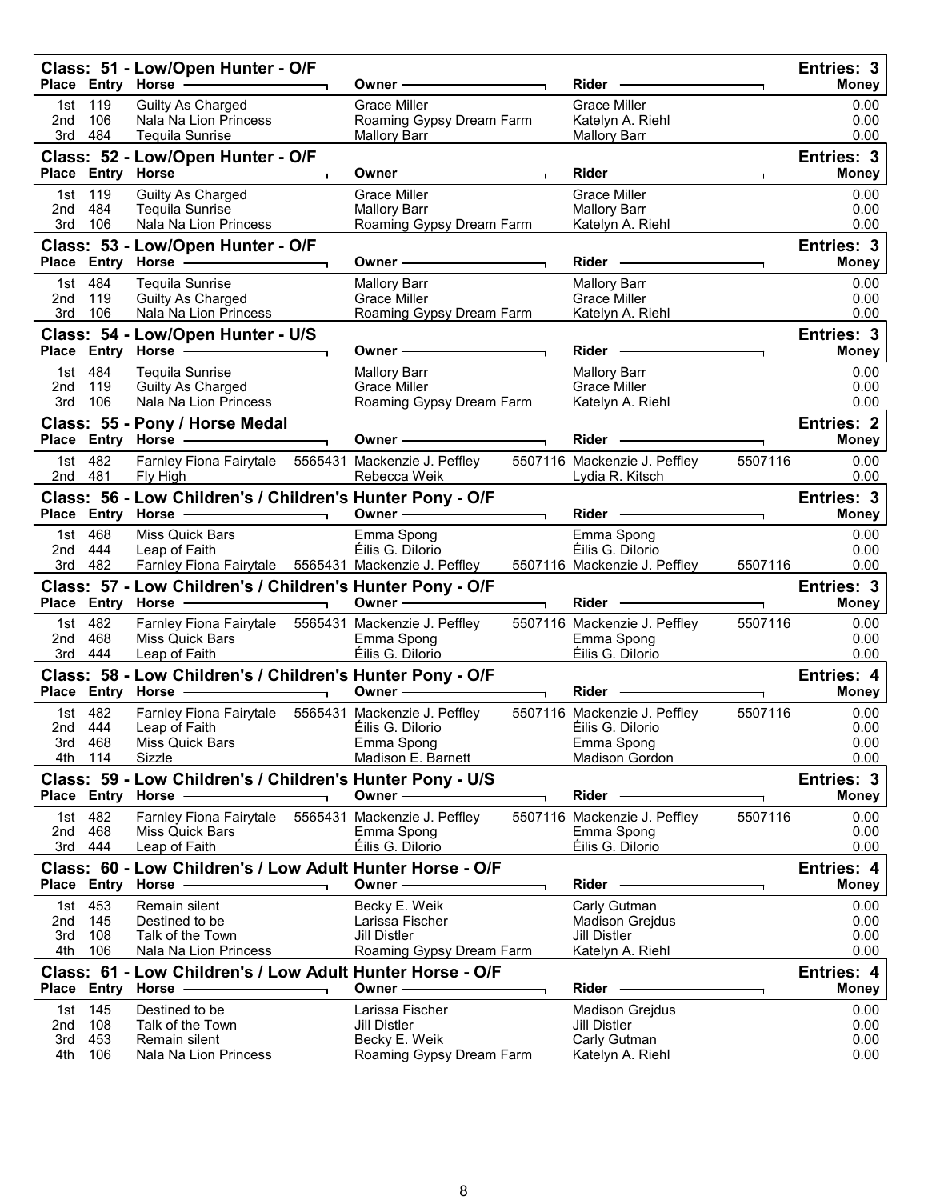## Class: 51 - Low/Open Hunter - O/F

Entries: 3

| Place | Entry | Horse | Owner | Rider | Money |
|---|---|---|---|---|---|
| 1st | 119 | Guilty As Charged | Grace Miller | Grace Miller | 0.00 |
| 2nd | 106 | Nala Na Lion Princess | Roaming Gypsy Dream Farm | Katelyn A. Riehl | 0.00 |
| 3rd | 484 | Tequila Sunrise | Mallory Barr | Mallory Barr | 0.00 |

## Class: 52 - Low/Open Hunter - O/F

Entries: 3

| Place | Entry | Horse | Owner | Rider | Money |
|---|---|---|---|---|---|
| 1st | 119 | Guilty As Charged | Grace Miller | Grace Miller | 0.00 |
| 2nd | 484 | Tequila Sunrise | Mallory Barr | Mallory Barr | 0.00 |
| 3rd | 106 | Nala Na Lion Princess | Roaming Gypsy Dream Farm | Katelyn A. Riehl | 0.00 |

## Class: 53 - Low/Open Hunter - O/F

Entries: 3

| Place | Entry | Horse | Owner | Rider | Money |
|---|---|---|---|---|---|
| 1st | 484 | Tequila Sunrise | Mallory Barr | Mallory Barr | 0.00 |
| 2nd | 119 | Guilty As Charged | Grace Miller | Grace Miller | 0.00 |
| 3rd | 106 | Nala Na Lion Princess | Roaming Gypsy Dream Farm | Katelyn A. Riehl | 0.00 |

## Class: 54 - Low/Open Hunter - U/S

Entries: 3

| Place | Entry | Horse | Owner | Rider | Money |
|---|---|---|---|---|---|
| 1st | 484 | Tequila Sunrise | Mallory Barr | Mallory Barr | 0.00 |
| 2nd | 119 | Guilty As Charged | Grace Miller | Grace Miller | 0.00 |
| 3rd | 106 | Nala Na Lion Princess | Roaming Gypsy Dream Farm | Katelyn A. Riehl | 0.00 |

## Class: 55 - Pony / Horse Medal

Entries: 2

| Place | Entry | Horse | | Owner | | Rider | | Money |
|---|---|---|---|---|---|---|---|---|
| 1st | 482 | Farnley Fiona Fairytale | 5565431 | Mackenzie J. Peffley | 5507116 | Mackenzie J. Peffley | 5507116 | 0.00 |
| 2nd | 481 | Fly High | | Rebecca Weik | | Lydia R. Kitsch | | 0.00 |

## Class: 56 - Low Children's / Children's Hunter Pony - O/F

Entries: 3

| Place | Entry | Horse | | Owner | | Rider | | Money |
|---|---|---|---|---|---|---|---|---|
| 1st | 468 | Miss Quick Bars | | Emma Spong | | Emma Spong | | 0.00 |
| 2nd | 444 | Leap of Faith | | Éilis G. DiIorio | | Éilis G. DiIorio | | 0.00 |
| 3rd | 482 | Farnley Fiona Fairytale | 5565431 | Mackenzie J. Peffley | 5507116 | Mackenzie J. Peffley | 5507116 | 0.00 |

## Class: 57 - Low Children's / Children's Hunter Pony - O/F

Entries: 3

| Place | Entry | Horse | | Owner | | Rider | | Money |
|---|---|---|---|---|---|---|---|---|
| 1st | 482 | Farnley Fiona Fairytale | 5565431 | Mackenzie J. Peffley | 5507116 | Mackenzie J. Peffley | 5507116 | 0.00 |
| 2nd | 468 | Miss Quick Bars | | Emma Spong | | Emma Spong | | 0.00 |
| 3rd | 444 | Leap of Faith | | Éilis G. DiIorio | | Éilis G. DiIorio | | 0.00 |

## Class: 58 - Low Children's / Children's Hunter Pony - O/F

Entries: 4

| Place | Entry | Horse | | Owner | | Rider | | Money |
|---|---|---|---|---|---|---|---|---|
| 1st | 482 | Farnley Fiona Fairytale | 5565431 | Mackenzie J. Peffley | 5507116 | Mackenzie J. Peffley | 5507116 | 0.00 |
| 2nd | 444 | Leap of Faith | | Éilis G. DiIorio | | Éilis G. DiIorio | | 0.00 |
| 3rd | 468 | Miss Quick Bars | | Emma Spong | | Emma Spong | | 0.00 |
| 4th | 114 | Sizzle | | Madison E. Barnett | | Madison Gordon | | 0.00 |

## Class: 59 - Low Children's / Children's Hunter Pony - U/S

Entries: 3

| Place | Entry | Horse | | Owner | | Rider | | Money |
|---|---|---|---|---|---|---|---|---|
| 1st | 482 | Farnley Fiona Fairytale | 5565431 | Mackenzie J. Peffley | 5507116 | Mackenzie J. Peffley | 5507116 | 0.00 |
| 2nd | 468 | Miss Quick Bars | | Emma Spong | | Emma Spong | | 0.00 |
| 3rd | 444 | Leap of Faith | | Éilis G. DiIorio | | Éilis G. DiIorio | | 0.00 |

## Class: 60 - Low Children's / Low Adult Hunter Horse - O/F

Entries: 4

| Place | Entry | Horse | Owner | Rider | Money |
|---|---|---|---|---|---|
| 1st | 453 | Remain silent | Becky E. Weik | Carly Gutman | 0.00 |
| 2nd | 145 | Destined to be | Larissa Fischer | Madison Grejdus | 0.00 |
| 3rd | 108 | Talk of the Town | Jill Distler | Jill Distler | 0.00 |
| 4th | 106 | Nala Na Lion Princess | Roaming Gypsy Dream Farm | Katelyn A. Riehl | 0.00 |

## Class: 61 - Low Children's / Low Adult Hunter Horse - O/F

Entries: 4

| Place | Entry | Horse | Owner | Rider | Money |
|---|---|---|---|---|---|
| 1st | 145 | Destined to be | Larissa Fischer | Madison Grejdus | 0.00 |
| 2nd | 108 | Talk of the Town | Jill Distler | Jill Distler | 0.00 |
| 3rd | 453 | Remain silent | Becky E. Weik | Carly Gutman | 0.00 |
| 4th | 106 | Nala Na Lion Princess | Roaming Gypsy Dream Farm | Katelyn A. Riehl | 0.00 |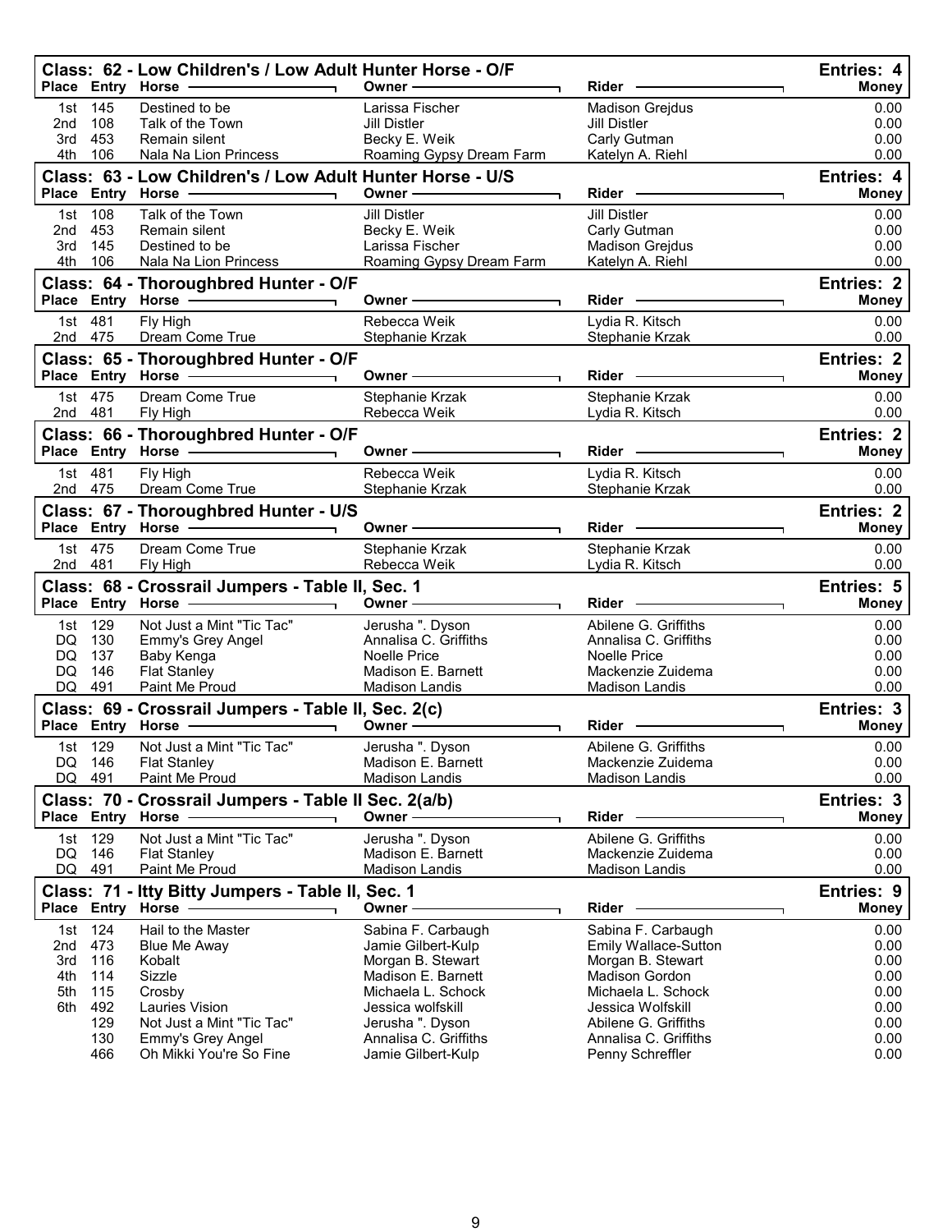## Class: 62 - Low Children's / Low Adult Hunter Horse - O/F

Entries: 4

| Place | Entry | Horse | Owner | Rider | Money |
|---|---|---|---|---|---|
| 1st | 145 | Destined to be | Larissa Fischer | Madison Grejdus | 0.00 |
| 2nd | 108 | Talk of the Town | Jill Distler | Jill Distler | 0.00 |
| 3rd | 453 | Remain silent | Becky E. Weik | Carly Gutman | 0.00 |
| 4th | 106 | Nala Na Lion Princess | Roaming Gypsy Dream Farm | Katelyn A. Riehl | 0.00 |

## Class: 63 - Low Children's / Low Adult Hunter Horse - U/S

Entries: 4

| Place | Entry | Horse | Owner | Rider | Money |
|---|---|---|---|---|---|
| 1st | 108 | Talk of the Town | Jill Distler | Jill Distler | 0.00 |
| 2nd | 453 | Remain silent | Becky E. Weik | Carly Gutman | 0.00 |
| 3rd | 145 | Destined to be | Larissa Fischer | Madison Grejdus | 0.00 |
| 4th | 106 | Nala Na Lion Princess | Roaming Gypsy Dream Farm | Katelyn A. Riehl | 0.00 |

## Class: 64 - Thoroughbred Hunter - O/F

Entries: 2

| Place | Entry | Horse | Owner | Rider | Money |
|---|---|---|---|---|---|
| 1st | 481 | Fly High | Rebecca Weik | Lydia R. Kitsch | 0.00 |
| 2nd | 475 | Dream Come True | Stephanie Krzak | Stephanie Krzak | 0.00 |

## Class: 65 - Thoroughbred Hunter - O/F

Entries: 2

| Place | Entry | Horse | Owner | Rider | Money |
|---|---|---|---|---|---|
| 1st | 475 | Dream Come True | Stephanie Krzak | Stephanie Krzak | 0.00 |
| 2nd | 481 | Fly High | Rebecca Weik | Lydia R. Kitsch | 0.00 |

## Class: 66 - Thoroughbred Hunter - O/F

Entries: 2

| Place | Entry | Horse | Owner | Rider | Money |
|---|---|---|---|---|---|
| 1st | 481 | Fly High | Rebecca Weik | Lydia R. Kitsch | 0.00 |
| 2nd | 475 | Dream Come True | Stephanie Krzak | Stephanie Krzak | 0.00 |

## Class: 67 - Thoroughbred Hunter - U/S

Entries: 2

| Place | Entry | Horse | Owner | Rider | Money |
|---|---|---|---|---|---|
| 1st | 475 | Dream Come True | Stephanie Krzak | Stephanie Krzak | 0.00 |
| 2nd | 481 | Fly High | Rebecca Weik | Lydia R. Kitsch | 0.00 |

## Class: 68 - Crossrail Jumpers - Table II, Sec. 1

Entries: 5

| Place | Entry | Horse | Owner | Rider | Money |
|---|---|---|---|---|---|
| 1st | 129 | Not Just a Mint "Tic Tac" | Jerusha ". Dyson | Abilene G. Griffiths | 0.00 |
| DQ | 130 | Emmy's Grey Angel | Annalisa C. Griffiths | Annalisa C. Griffiths | 0.00 |
| DQ | 137 | Baby Kenga | Noelle Price | Noelle Price | 0.00 |
| DQ | 146 | Flat Stanley | Madison E. Barnett | Mackenzie Zuidema | 0.00 |
| DQ | 491 | Paint Me Proud | Madison Landis | Madison Landis | 0.00 |

## Class: 69 - Crossrail Jumpers - Table II, Sec. 2(c)

Entries: 3

| Place | Entry | Horse | Owner | Rider | Money |
|---|---|---|---|---|---|
| 1st | 129 | Not Just a Mint "Tic Tac" | Jerusha ". Dyson | Abilene G. Griffiths | 0.00 |
| DQ | 146 | Flat Stanley | Madison E. Barnett | Mackenzie Zuidema | 0.00 |
| DQ | 491 | Paint Me Proud | Madison Landis | Madison Landis | 0.00 |

## Class: 70 - Crossrail Jumpers - Table II Sec. 2(a/b)

Entries: 3

| Place | Entry | Horse | Owner | Rider | Money |
|---|---|---|---|---|---|
| 1st | 129 | Not Just a Mint "Tic Tac" | Jerusha ". Dyson | Abilene G. Griffiths | 0.00 |
| DQ | 146 | Flat Stanley | Madison E. Barnett | Mackenzie Zuidema | 0.00 |
| DQ | 491 | Paint Me Proud | Madison Landis | Madison Landis | 0.00 |

## Class: 71 - Itty Bitty Jumpers - Table II, Sec. 1

Entries: 9

| Place | Entry | Horse | Owner | Rider | Money |
|---|---|---|---|---|---|
| 1st | 124 | Hail to the Master | Sabina F. Carbaugh | Sabina F. Carbaugh | 0.00 |
| 2nd | 473 | Blue Me Away | Jamie Gilbert-Kulp | Emily Wallace-Sutton | 0.00 |
| 3rd | 116 | Kobalt | Morgan B. Stewart | Morgan B. Stewart | 0.00 |
| 4th | 114 | Sizzle | Madison E. Barnett | Madison Gordon | 0.00 |
| 5th | 115 | Crosby | Michaela L. Schock | Michaela L. Schock | 0.00 |
| 6th | 492 | Lauries Vision | Jessica wolfskill | Jessica Wolfskill | 0.00 |
| | 129 | Not Just a Mint "Tic Tac" | Jerusha ". Dyson | Abilene G. Griffiths | 0.00 |
| | 130 | Emmy's Grey Angel | Annalisa C. Griffiths | Annalisa C. Griffiths | 0.00 |
| | 466 | Oh Mikki You're So Fine | Jamie Gilbert-Kulp | Penny Schreffler | 0.00 |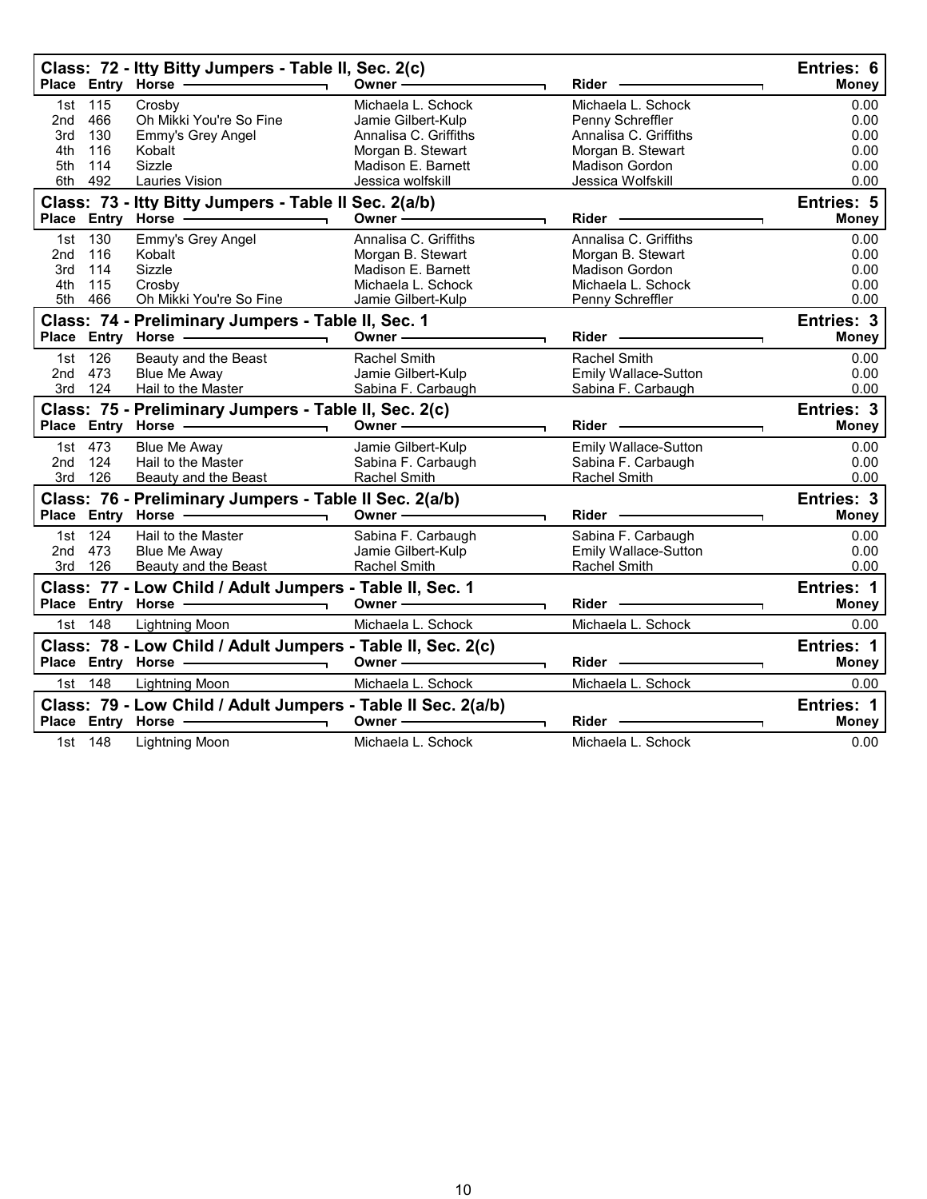## Class: 72 - Itty Bitty Jumpers - Table II, Sec. 2(c)

Entries: 6

| Place | Entry | Horse | Owner | Rider | Money |
|---|---|---|---|---|---|
| 1st | 115 | Crosby | Michaela L. Schock | Michaela L. Schock | 0.00 |
| 2nd | 466 | Oh Mikki You're So Fine | Jamie Gilbert-Kulp | Penny Schreffler | 0.00 |
| 3rd | 130 | Emmy's Grey Angel | Annalisa C. Griffiths | Annalisa C. Griffiths | 0.00 |
| 4th | 116 | Kobalt | Morgan B. Stewart | Morgan B. Stewart | 0.00 |
| 5th | 114 | Sizzle | Madison E. Barnett | Madison Gordon | 0.00 |
| 6th | 492 | Lauries Vision | Jessica wolfskill | Jessica Wolfskill | 0.00 |

## Class: 73 - Itty Bitty Jumpers - Table II Sec. 2(a/b)

Entries: 5

| Place | Entry | Horse | Owner | Rider | Money |
|---|---|---|---|---|---|
| 1st | 130 | Emmy's Grey Angel | Annalisa C. Griffiths | Annalisa C. Griffiths | 0.00 |
| 2nd | 116 | Kobalt | Morgan B. Stewart | Morgan B. Stewart | 0.00 |
| 3rd | 114 | Sizzle | Madison E. Barnett | Madison Gordon | 0.00 |
| 4th | 115 | Crosby | Michaela L. Schock | Michaela L. Schock | 0.00 |
| 5th | 466 | Oh Mikki You're So Fine | Jamie Gilbert-Kulp | Penny Schreffler | 0.00 |

## Class: 74 - Preliminary Jumpers - Table II, Sec. 1

Entries: 3

| Place | Entry | Horse | Owner | Rider | Money |
|---|---|---|---|---|---|
| 1st | 126 | Beauty and the Beast | Rachel Smith | Rachel Smith | 0.00 |
| 2nd | 473 | Blue Me Away | Jamie Gilbert-Kulp | Emily Wallace-Sutton | 0.00 |
| 3rd | 124 | Hail to the Master | Sabina F. Carbaugh | Sabina F. Carbaugh | 0.00 |

## Class: 75 - Preliminary Jumpers - Table II, Sec. 2(c)

Entries: 3

| Place | Entry | Horse | Owner | Rider | Money |
|---|---|---|---|---|---|
| 1st | 473 | Blue Me Away | Jamie Gilbert-Kulp | Emily Wallace-Sutton | 0.00 |
| 2nd | 124 | Hail to the Master | Sabina F. Carbaugh | Sabina F. Carbaugh | 0.00 |
| 3rd | 126 | Beauty and the Beast | Rachel Smith | Rachel Smith | 0.00 |

## Class: 76 - Preliminary Jumpers - Table II Sec. 2(a/b)

Entries: 3

| Place | Entry | Horse | Owner | Rider | Money |
|---|---|---|---|---|---|
| 1st | 124 | Hail to the Master | Sabina F. Carbaugh | Sabina F. Carbaugh | 0.00 |
| 2nd | 473 | Blue Me Away | Jamie Gilbert-Kulp | Emily Wallace-Sutton | 0.00 |
| 3rd | 126 | Beauty and the Beast | Rachel Smith | Rachel Smith | 0.00 |

## Class: 77 - Low Child / Adult Jumpers - Table II, Sec. 1

Entries: 1

| Place | Entry | Horse | Owner | Rider | Money |
|---|---|---|---|---|---|
| 1st | 148 | Lightning Moon | Michaela L. Schock | Michaela L. Schock | 0.00 |

## Class: 78 - Low Child / Adult Jumpers - Table II, Sec. 2(c)

Entries: 1

| Place | Entry | Horse | Owner | Rider | Money |
|---|---|---|---|---|---|
| 1st | 148 | Lightning Moon | Michaela L. Schock | Michaela L. Schock | 0.00 |

## Class: 79 - Low Child / Adult Jumpers - Table II Sec. 2(a/b)

Entries: 1

| Place | Entry | Horse | Owner | Rider | Money |
|---|---|---|---|---|---|
| 1st | 148 | Lightning Moon | Michaela L. Schock | Michaela L. Schock | 0.00 |